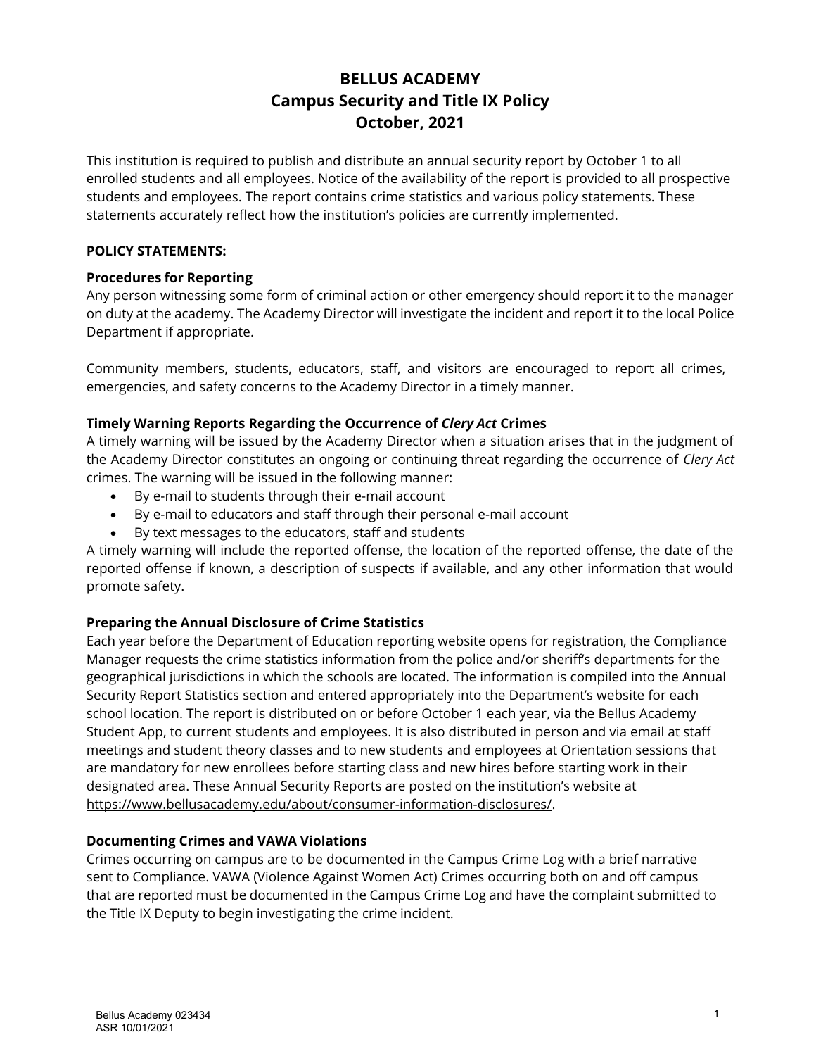# BELLUS ACADEMY
## Campus Security and Title IX Policy
## October, 2021

This institution is required to publish and distribute an annual security report by October 1 to all enrolled students and all employees. Notice of the availability of the report is provided to all prospective students and employees. The report contains crime statistics and various policy statements. These statements accurately reflect how the institution's policies are currently implemented.

**POLICY STATEMENTS:**

### Procedures for Reporting

Any person witnessing some form of criminal action or other emergency should report it to the manager on duty at the academy. The Academy Director will investigate the incident and report it to the local Police Department if appropriate.

Community members, students, educators, staff, and visitors are encouraged to report all crimes, emergencies, and safety concerns to the Academy Director in a timely manner.

### Timely Warning Reports Regarding the Occurrence of *Clery Act* Crimes

A timely warning will be issued by the Academy Director when a situation arises that in the judgment of the Academy Director constitutes an ongoing or continuing threat regarding the occurrence of *Clery Act* crimes. The warning will be issued in the following manner:

- By e-mail to students through their e-mail account
- By e-mail to educators and staff through their personal e-mail account
- By text messages to the educators, staff and students

A timely warning will include the reported offense, the location of the reported offense, the date of the reported offense if known, a description of suspects if available, and any other information that would promote safety.

### Preparing the Annual Disclosure of Crime Statistics

Each year before the Department of Education reporting website opens for registration, the Compliance Manager requests the crime statistics information from the police and/or sheriff's departments for the geographical jurisdictions in which the schools are located. The information is compiled into the Annual Security Report Statistics section and entered appropriately into the Department's website for each school location. The report is distributed on or before October 1 each year, via the Bellus Academy Student App, to current students and employees. It is also distributed in person and via email at staff meetings and student theory classes and to new students and employees at Orientation sessions that are mandatory for new enrollees before starting class and new hires before starting work in their designated area. These Annual Security Reports are posted on the institution's website at https://www.bellusacademy.edu/about/consumer-information-disclosures/.

### Documenting Crimes and VAWA Violations

Crimes occurring on campus are to be documented in the Campus Crime Log with a brief narrative sent to Compliance. VAWA (Violence Against Women Act) Crimes occurring both on and off campus that are reported must be documented in the Campus Crime Log and have the complaint submitted to the Title IX Deputy to begin investigating the crime incident.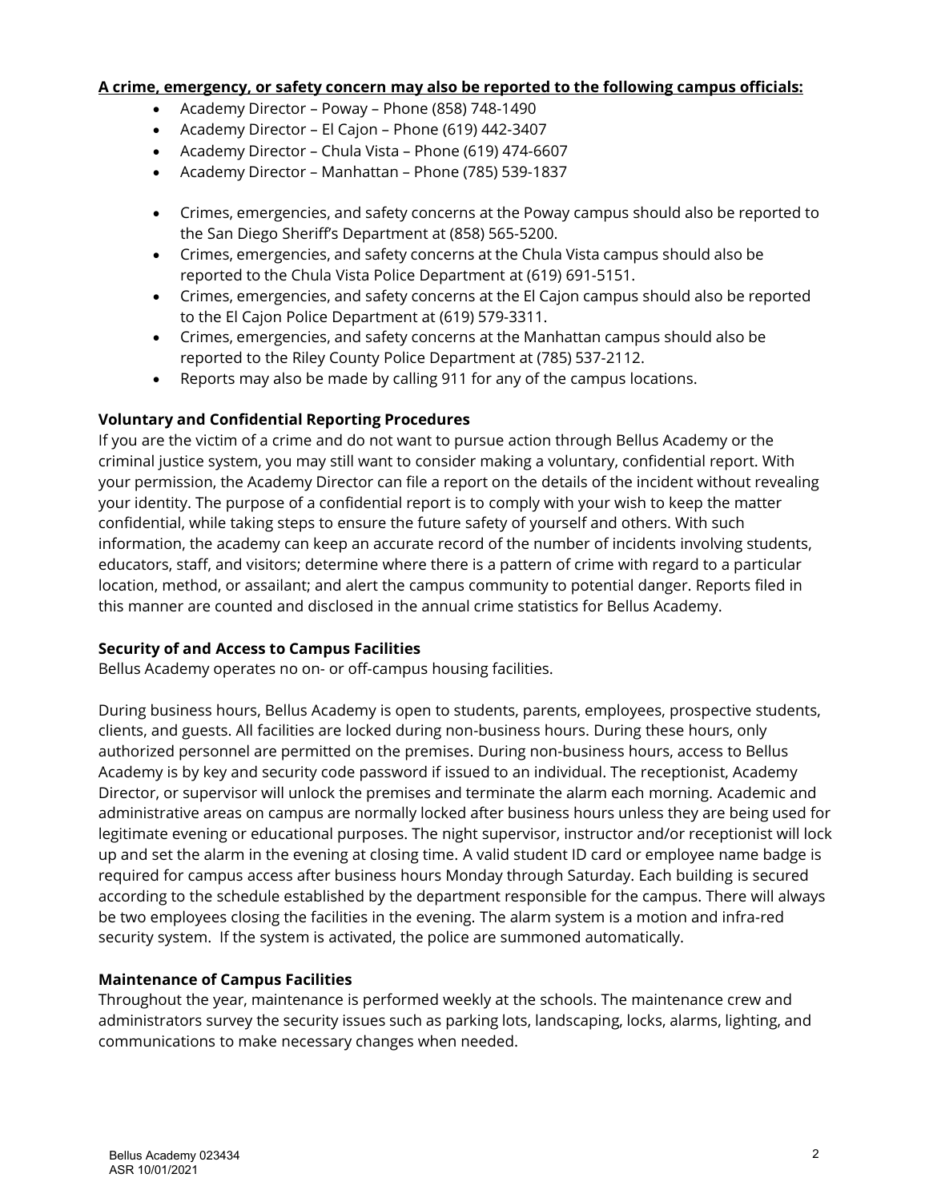**A crime, emergency, or safety concern may also be reported to the following campus officials:**

- Academy Director – Poway – Phone (858) 748-1490
- Academy Director – El Cajon – Phone (619) 442-3407
- Academy Director – Chula Vista – Phone (619) 474-6607
- Academy Director – Manhattan – Phone (785) 539-1837

- Crimes, emergencies, and safety concerns at the Poway campus should also be reported to the San Diego Sheriff's Department at (858) 565-5200.
- Crimes, emergencies, and safety concerns at the Chula Vista campus should also be reported to the Chula Vista Police Department at (619) 691-5151.
- Crimes, emergencies, and safety concerns at the El Cajon campus should also be reported to the El Cajon Police Department at (619) 579-3311.
- Crimes, emergencies, and safety concerns at the Manhattan campus should also be reported to the Riley County Police Department at (785) 537-2112.
- Reports may also be made by calling 911 for any of the campus locations.

**Voluntary and Confidential Reporting Procedures**

If you are the victim of a crime and do not want to pursue action through Bellus Academy or the criminal justice system, you may still want to consider making a voluntary, confidential report. With your permission, the Academy Director can file a report on the details of the incident without revealing your identity. The purpose of a confidential report is to comply with your wish to keep the matter confidential, while taking steps to ensure the future safety of yourself and others. With such information, the academy can keep an accurate record of the number of incidents involving students, educators, staff, and visitors; determine where there is a pattern of crime with regard to a particular location, method, or assailant; and alert the campus community to potential danger. Reports filed in this manner are counted and disclosed in the annual crime statistics for Bellus Academy.

**Security of and Access to Campus Facilities**

Bellus Academy operates no on- or off-campus housing facilities.

During business hours, Bellus Academy is open to students, parents, employees, prospective students, clients, and guests. All facilities are locked during non-business hours. During these hours, only authorized personnel are permitted on the premises. During non-business hours, access to Bellus Academy is by key and security code password if issued to an individual. The receptionist, Academy Director, or supervisor will unlock the premises and terminate the alarm each morning. Academic and administrative areas on campus are normally locked after business hours unless they are being used for legitimate evening or educational purposes. The night supervisor, instructor and/or receptionist will lock up and set the alarm in the evening at closing time. A valid student ID card or employee name badge is required for campus access after business hours Monday through Saturday. Each building is secured according to the schedule established by the department responsible for the campus. There will always be two employees closing the facilities in the evening. The alarm system is a motion and infra-red security system. If the system is activated, the police are summoned automatically.

**Maintenance of Campus Facilities**

Throughout the year, maintenance is performed weekly at the schools. The maintenance crew and administrators survey the security issues such as parking lots, landscaping, locks, alarms, lighting, and communications to make necessary changes when needed.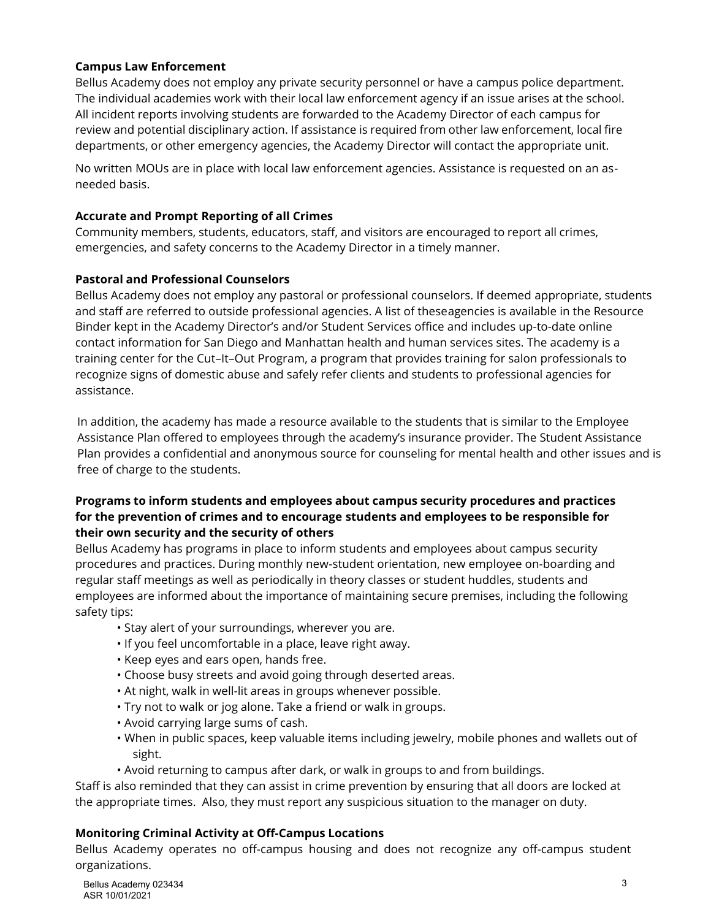**Campus Law Enforcement**

Bellus Academy does not employ any private security personnel or have a campus police department. The individual academies work with their local law enforcement agency if an issue arises at the school. All incident reports involving students are forwarded to the Academy Director of each campus for review and potential disciplinary action. If assistance is required from other law enforcement, local fire departments, or other emergency agencies, the Academy Director will contact the appropriate unit.

No written MOUs are in place with local law enforcement agencies. Assistance is requested on an as-needed basis.

**Accurate and Prompt Reporting of all Crimes**

Community members, students, educators, staff, and visitors are encouraged to report all crimes, emergencies, and safety concerns to the Academy Director in a timely manner.

**Pastoral and Professional Counselors**

Bellus Academy does not employ any pastoral or professional counselors. If deemed appropriate, students and staff are referred to outside professional agencies. A list of theseagencies is available in the Resource Binder kept in the Academy Director's and/or Student Services office and includes up-to-date online contact information for San Diego and Manhattan health and human services sites. The academy is a training center for the Cut–It–Out Program, a program that provides training for salon professionals to recognize signs of domestic abuse and safely refer clients and students to professional agencies for assistance.

In addition, the academy has made a resource available to the students that is similar to the Employee Assistance Plan offered to employees through the academy's insurance provider. The Student Assistance Plan provides a confidential and anonymous source for counseling for mental health and other issues and is free of charge to the students.

**Programs to inform students and employees about campus security procedures and practices for the prevention of crimes and to encourage students and employees to be responsible for their own security and the security of others**

Bellus Academy has programs in place to inform students and employees about campus security procedures and practices. During monthly new-student orientation, new employee on-boarding and regular staff meetings as well as periodically in theory classes or student huddles, students and employees are informed about the importance of maintaining secure premises, including the following safety tips:

- Stay alert of your surroundings, wherever you are.
- If you feel uncomfortable in a place, leave right away.
- Keep eyes and ears open, hands free.
- Choose busy streets and avoid going through deserted areas.
- At night, walk in well-lit areas in groups whenever possible.
- Try not to walk or jog alone. Take a friend or walk in groups.
- Avoid carrying large sums of cash.
- When in public spaces, keep valuable items including jewelry, mobile phones and wallets out of sight.
- Avoid returning to campus after dark, or walk in groups to and from buildings.

Staff is also reminded that they can assist in crime prevention by ensuring that all doors are locked at the appropriate times. Also, they must report any suspicious situation to the manager on duty.

**Monitoring Criminal Activity at Off-Campus Locations**

Bellus Academy operates no off-campus housing and does not recognize any off-campus student organizations.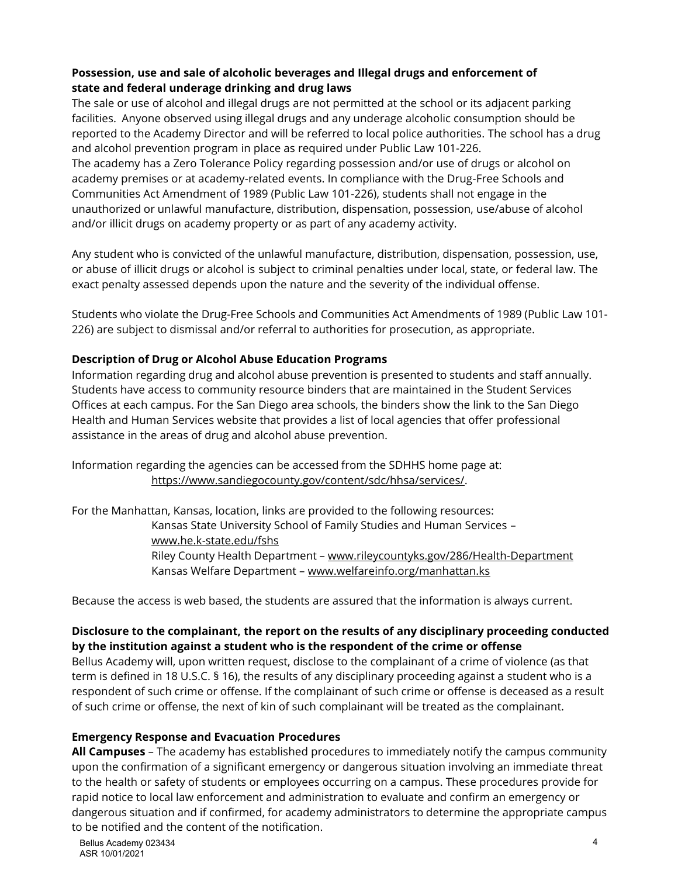**Possession, use and sale of alcoholic beverages and Illegal drugs and enforcement of state and federal underage drinking and drug laws**

The sale or use of alcohol and illegal drugs are not permitted at the school or its adjacent parking facilities. Anyone observed using illegal drugs and any underage alcoholic consumption should be reported to the Academy Director and will be referred to local police authorities. The school has a drug and alcohol prevention program in place as required under Public Law 101-226.

The academy has a Zero Tolerance Policy regarding possession and/or use of drugs or alcohol on academy premises or at academy-related events. In compliance with the Drug-Free Schools and Communities Act Amendment of 1989 (Public Law 101-226), students shall not engage in the unauthorized or unlawful manufacture, distribution, dispensation, possession, use/abuse of alcohol and/or illicit drugs on academy property or as part of any academy activity.

Any student who is convicted of the unlawful manufacture, distribution, dispensation, possession, use, or abuse of illicit drugs or alcohol is subject to criminal penalties under local, state, or federal law. The exact penalty assessed depends upon the nature and the severity of the individual offense.

Students who violate the Drug-Free Schools and Communities Act Amendments of 1989 (Public Law 101-226) are subject to dismissal and/or referral to authorities for prosecution, as appropriate.

**Description of Drug or Alcohol Abuse Education Programs**

Information regarding drug and alcohol abuse prevention is presented to students and staff annually. Students have access to community resource binders that are maintained in the Student Services Offices at each campus. For the San Diego area schools, the binders show the link to the San Diego Health and Human Services website that provides a list of local agencies that offer professional assistance in the areas of drug and alcohol abuse prevention.

Information regarding the agencies can be accessed from the SDHHS home page at:
https://www.sandiegocounty.gov/content/sdc/hhsa/services/.

For the Manhattan, Kansas, location, links are provided to the following resources:

Kansas State University School of Family Studies and Human Services – www.he.k-state.edu/fshs
Riley County Health Department – www.rileycountyks.gov/286/Health-Department
Kansas Welfare Department – www.welfareinfo.org/manhattan.ks

Because the access is web based, the students are assured that the information is always current.

**Disclosure to the complainant, the report on the results of any disciplinary proceeding conducted by the institution against a student who is the respondent of the crime or offense**

Bellus Academy will, upon written request, disclose to the complainant of a crime of violence (as that term is defined in 18 U.S.C. § 16), the results of any disciplinary proceeding against a student who is a respondent of such crime or offense. If the complainant of such crime or offense is deceased as a result of such crime or offense, the next of kin of such complainant will be treated as the complainant.

**Emergency Response and Evacuation Procedures**

**All Campuses** – The academy has established procedures to immediately notify the campus community upon the confirmation of a significant emergency or dangerous situation involving an immediate threat to the health or safety of students or employees occurring on a campus. These procedures provide for rapid notice to local law enforcement and administration to evaluate and confirm an emergency or dangerous situation and if confirmed, for academy administrators to determine the appropriate campus to be notified and the content of the notification.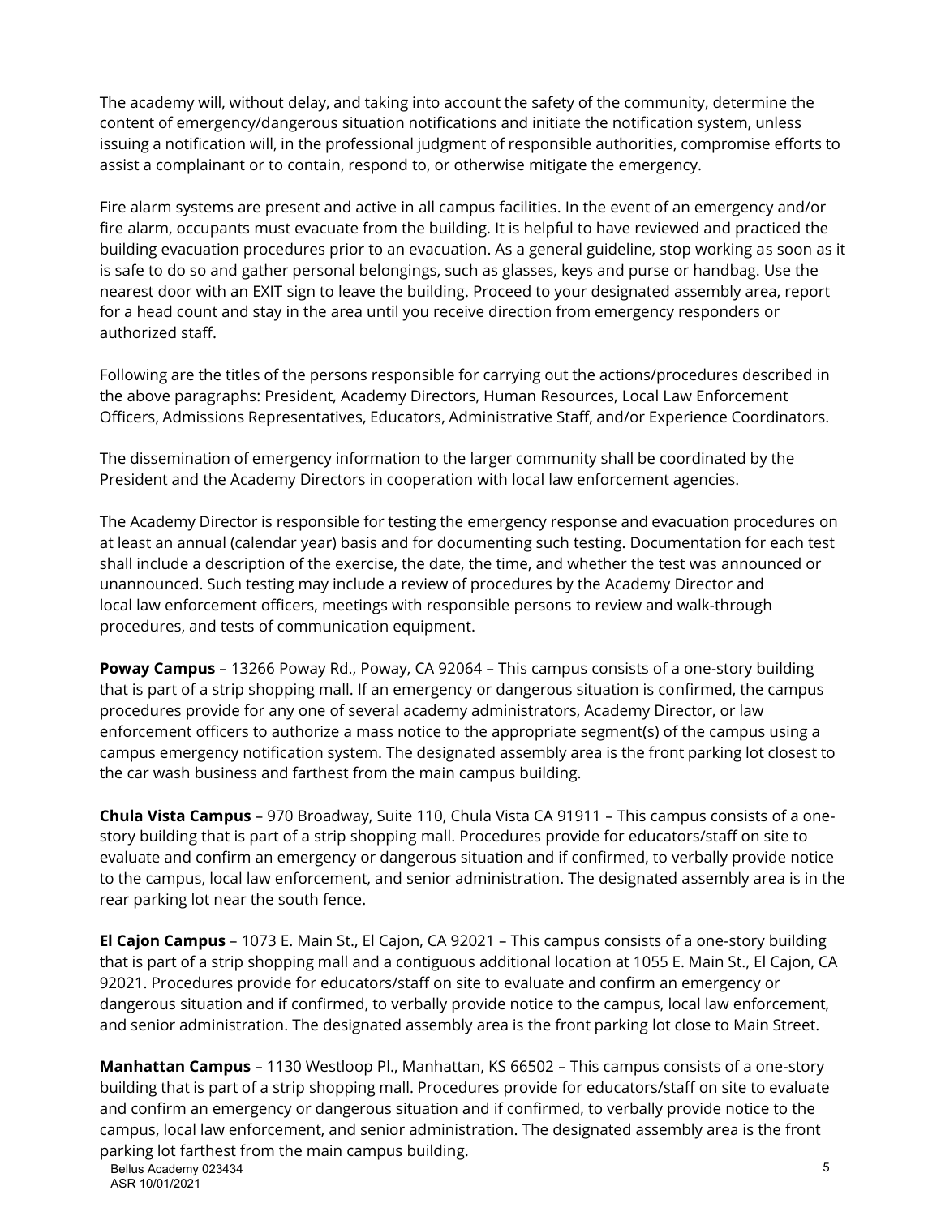The academy will, without delay, and taking into account the safety of the community, determine the content of emergency/dangerous situation notifications and initiate the notification system, unless issuing a notification will, in the professional judgment of responsible authorities, compromise efforts to assist a complainant or to contain, respond to, or otherwise mitigate the emergency.

Fire alarm systems are present and active in all campus facilities. In the event of an emergency and/or fire alarm, occupants must evacuate from the building. It is helpful to have reviewed and practiced the building evacuation procedures prior to an evacuation. As a general guideline, stop working as soon as it is safe to do so and gather personal belongings, such as glasses, keys and purse or handbag. Use the nearest door with an EXIT sign to leave the building. Proceed to your designated assembly area, report for a head count and stay in the area until you receive direction from emergency responders or authorized staff.

Following are the titles of the persons responsible for carrying out the actions/procedures described in the above paragraphs: President, Academy Directors, Human Resources, Local Law Enforcement Officers, Admissions Representatives, Educators, Administrative Staff, and/or Experience Coordinators.

The dissemination of emergency information to the larger community shall be coordinated by the President and the Academy Directors in cooperation with local law enforcement agencies.

The Academy Director is responsible for testing the emergency response and evacuation procedures on at least an annual (calendar year) basis and for documenting such testing. Documentation for each test shall include a description of the exercise, the date, the time, and whether the test was announced or unannounced. Such testing may include a review of procedures by the Academy Director and local law enforcement officers, meetings with responsible persons to review and walk-through procedures, and tests of communication equipment.

**Poway Campus** – 13266 Poway Rd., Poway, CA 92064 – This campus consists of a one-story building that is part of a strip shopping mall. If an emergency or dangerous situation is confirmed, the campus procedures provide for any one of several academy administrators, Academy Director, or law enforcement officers to authorize a mass notice to the appropriate segment(s) of the campus using a campus emergency notification system. The designated assembly area is the front parking lot closest to the car wash business and farthest from the main campus building.

**Chula Vista Campus** – 970 Broadway, Suite 110, Chula Vista CA 91911 – This campus consists of a one-story building that is part of a strip shopping mall. Procedures provide for educators/staff on site to evaluate and confirm an emergency or dangerous situation and if confirmed, to verbally provide notice to the campus, local law enforcement, and senior administration. The designated assembly area is in the rear parking lot near the south fence.

**El Cajon Campus** – 1073 E. Main St., El Cajon, CA 92021 – This campus consists of a one-story building that is part of a strip shopping mall and a contiguous additional location at 1055 E. Main St., El Cajon, CA 92021. Procedures provide for educators/staff on site to evaluate and confirm an emergency or dangerous situation and if confirmed, to verbally provide notice to the campus, local law enforcement, and senior administration. The designated assembly area is the front parking lot close to Main Street.

**Manhattan Campus** – 1130 Westloop Pl., Manhattan, KS 66502 – This campus consists of a one-story building that is part of a strip shopping mall. Procedures provide for educators/staff on site to evaluate and confirm an emergency or dangerous situation and if confirmed, to verbally provide notice to the campus, local law enforcement, and senior administration. The designated assembly area is the front parking lot farthest from the main campus building.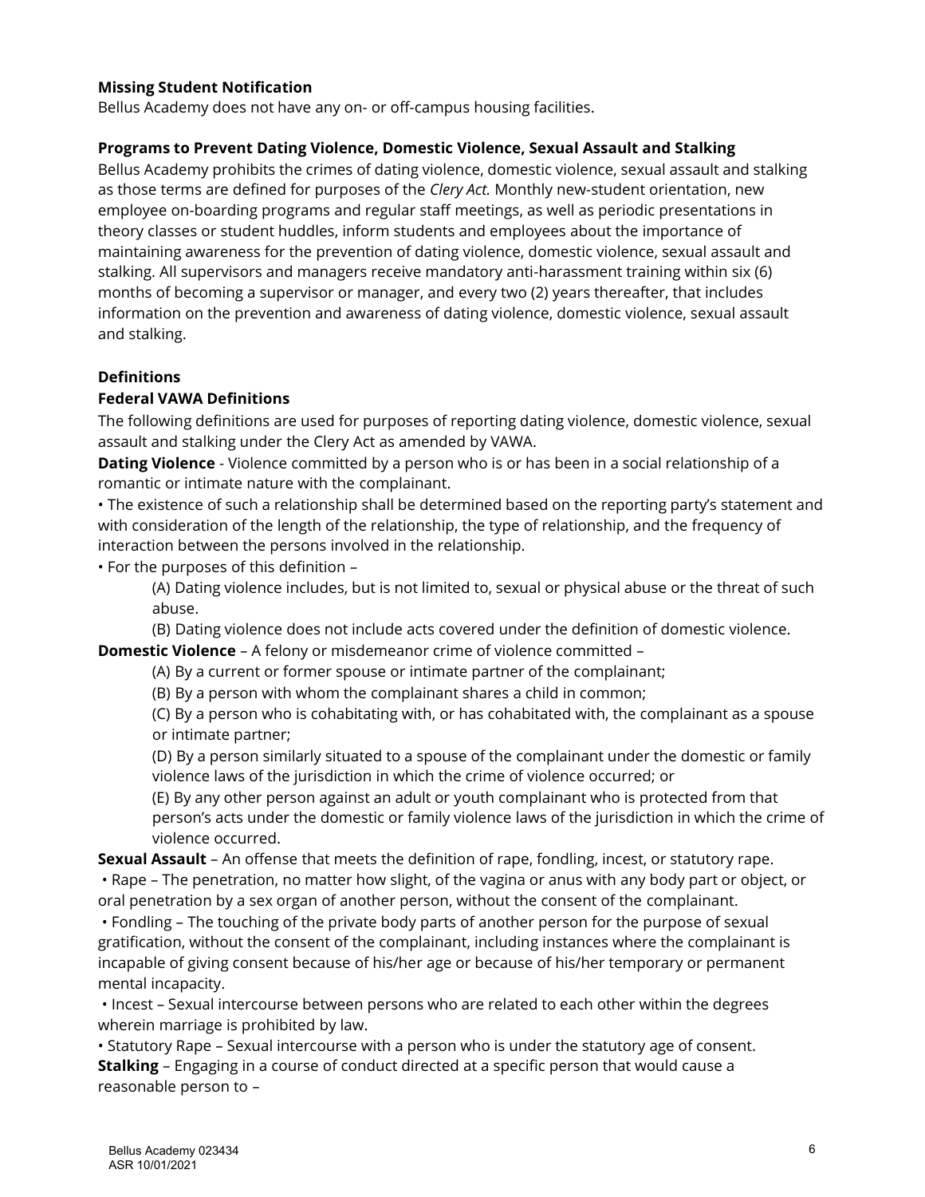**Missing Student Notification**

Bellus Academy does not have any on- or off-campus housing facilities.

**Programs to Prevent Dating Violence, Domestic Violence, Sexual Assault and Stalking**

Bellus Academy prohibits the crimes of dating violence, domestic violence, sexual assault and stalking as those terms are defined for purposes of the *Clery Act.* Monthly new-student orientation, new employee on-boarding programs and regular staff meetings, as well as periodic presentations in theory classes or student huddles, inform students and employees about the importance of maintaining awareness for the prevention of dating violence, domestic violence, sexual assault and stalking. All supervisors and managers receive mandatory anti-harassment training within six (6) months of becoming a supervisor or manager, and every two (2) years thereafter, that includes information on the prevention and awareness of dating violence, domestic violence, sexual assault and stalking.

**Definitions**

**Federal VAWA Definitions**

The following definitions are used for purposes of reporting dating violence, domestic violence, sexual assault and stalking under the Clery Act as amended by VAWA.

**Dating Violence** - Violence committed by a person who is or has been in a social relationship of a romantic or intimate nature with the complainant.

• The existence of such a relationship shall be determined based on the reporting party's statement and with consideration of the length of the relationship, the type of relationship, and the frequency of interaction between the persons involved in the relationship.

• For the purposes of this definition –

(A) Dating violence includes, but is not limited to, sexual or physical abuse or the threat of such abuse.

(B) Dating violence does not include acts covered under the definition of domestic violence.

**Domestic Violence** – A felony or misdemeanor crime of violence committed –

(A) By a current or former spouse or intimate partner of the complainant;

(B) By a person with whom the complainant shares a child in common;

(C) By a person who is cohabitating with, or has cohabitated with, the complainant as a spouse or intimate partner;

(D) By a person similarly situated to a spouse of the complainant under the domestic or family violence laws of the jurisdiction in which the crime of violence occurred; or

(E) By any other person against an adult or youth complainant who is protected from that person's acts under the domestic or family violence laws of the jurisdiction in which the crime of violence occurred.

**Sexual Assault** – An offense that meets the definition of rape, fondling, incest, or statutory rape.

• Rape – The penetration, no matter how slight, of the vagina or anus with any body part or object, or oral penetration by a sex organ of another person, without the consent of the complainant.

• Fondling – The touching of the private body parts of another person for the purpose of sexual gratification, without the consent of the complainant, including instances where the complainant is incapable of giving consent because of his/her age or because of his/her temporary or permanent mental incapacity.

• Incest – Sexual intercourse between persons who are related to each other within the degrees wherein marriage is prohibited by law.

• Statutory Rape – Sexual intercourse with a person who is under the statutory age of consent.

**Stalking** – Engaging in a course of conduct directed at a specific person that would cause a reasonable person to –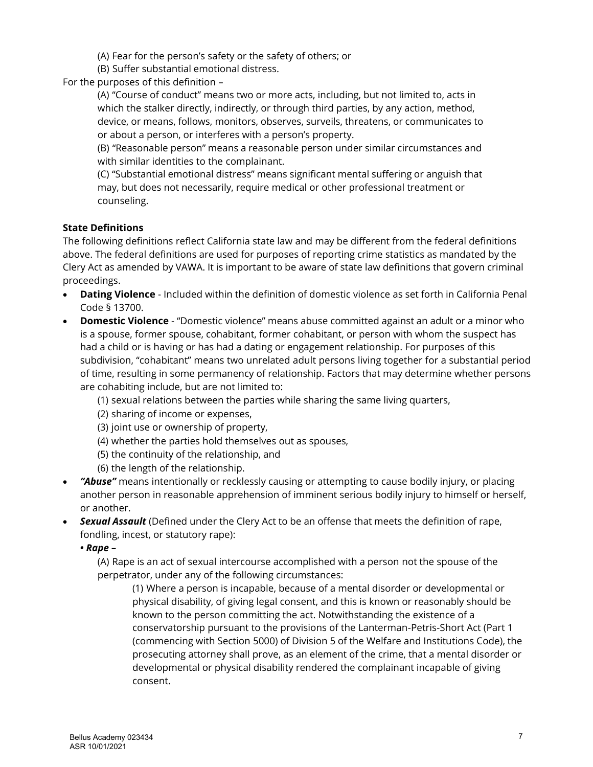(A) Fear for the person's safety or the safety of others; or

(B) Suffer substantial emotional distress.

For the purposes of this definition –

(A) "Course of conduct" means two or more acts, including, but not limited to, acts in which the stalker directly, indirectly, or through third parties, by any action, method, device, or means, follows, monitors, observes, surveils, threatens, or communicates to or about a person, or interferes with a person's property.

(B) "Reasonable person" means a reasonable person under similar circumstances and with similar identities to the complainant.

(C) "Substantial emotional distress" means significant mental suffering or anguish that may, but does not necessarily, require medical or other professional treatment or counseling.

**State Definitions**

The following definitions reflect California state law and may be different from the federal definitions above. The federal definitions are used for purposes of reporting crime statistics as mandated by the Clery Act as amended by VAWA. It is important to be aware of state law definitions that govern criminal proceedings.

- **Dating Violence** - Included within the definition of domestic violence as set forth in California Penal Code § 13700.
- **Domestic Violence** - "Domestic violence" means abuse committed against an adult or a minor who is a spouse, former spouse, cohabitant, former cohabitant, or person with whom the suspect has had a child or is having or has had a dating or engagement relationship. For purposes of this subdivision, "cohabitant" means two unrelated adult persons living together for a substantial period of time, resulting in some permanency of relationship. Factors that may determine whether persons are cohabiting include, but are not limited to:

  (1) sexual relations between the parties while sharing the same living quarters,

  (2) sharing of income or expenses,

  (3) joint use or ownership of property,

  (4) whether the parties hold themselves out as spouses,

  (5) the continuity of the relationship, and

  (6) the length of the relationship.
- ***"Abuse"*** means intentionally or recklessly causing or attempting to cause bodily injury, or placing another person in reasonable apprehension of imminent serious bodily injury to himself or herself, or another.
- ***Sexual Assault*** (Defined under the Clery Act to be an offense that meets the definition of rape, fondling, incest, or statutory rape):

  ***• Rape –***

  (A) Rape is an act of sexual intercourse accomplished with a person not the spouse of the perpetrator, under any of the following circumstances:

  (1) Where a person is incapable, because of a mental disorder or developmental or physical disability, of giving legal consent, and this is known or reasonably should be known to the person committing the act. Notwithstanding the existence of a conservatorship pursuant to the provisions of the Lanterman-Petris-Short Act (Part 1 (commencing with Section 5000) of Division 5 of the Welfare and Institutions Code), the prosecuting attorney shall prove, as an element of the crime, that a mental disorder or developmental or physical disability rendered the complainant incapable of giving consent.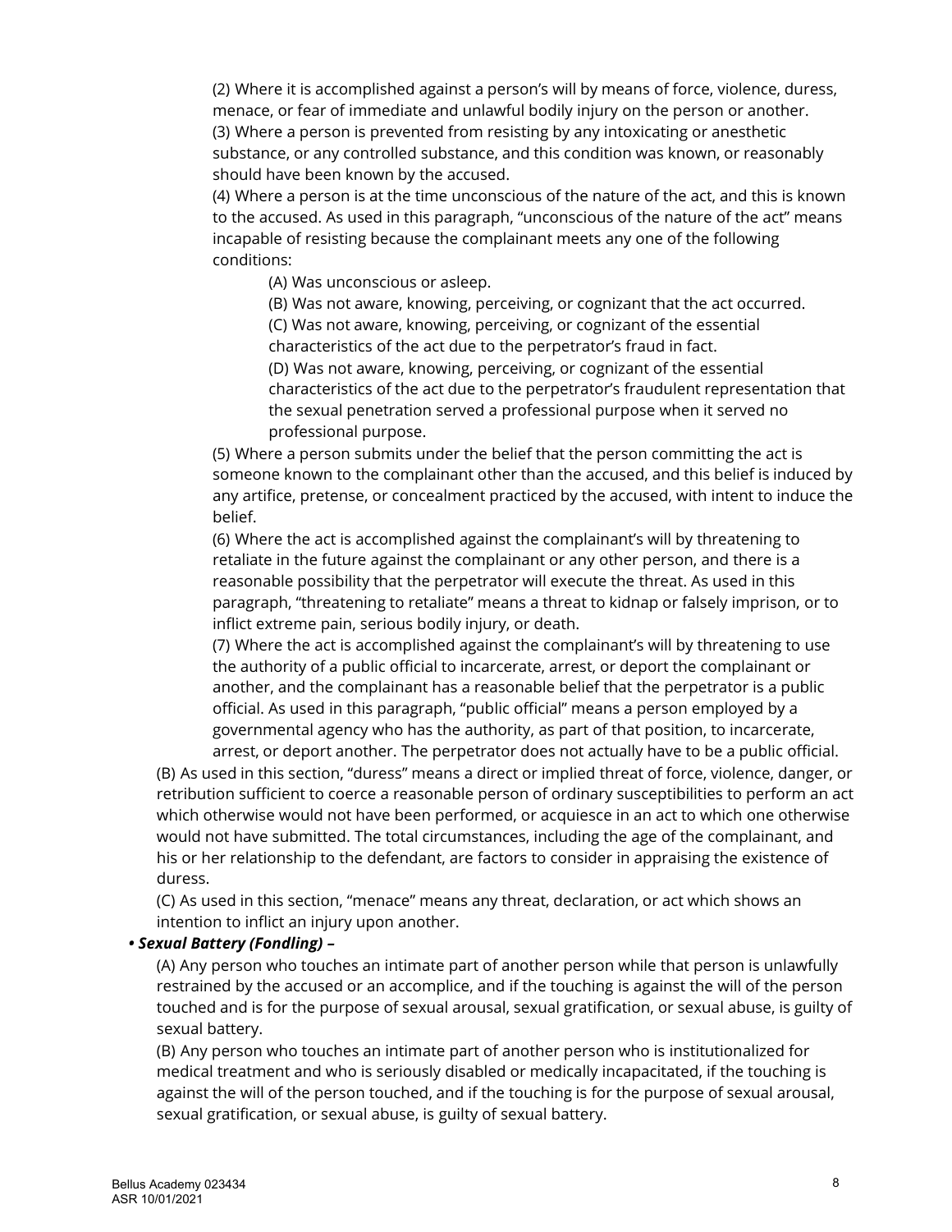(2) Where it is accomplished against a person's will by means of force, violence, duress, menace, or fear of immediate and unlawful bodily injury on the person or another.

(3) Where a person is prevented from resisting by any intoxicating or anesthetic substance, or any controlled substance, and this condition was known, or reasonably should have been known by the accused.

(4) Where a person is at the time unconscious of the nature of the act, and this is known to the accused. As used in this paragraph, "unconscious of the nature of the act" means incapable of resisting because the complainant meets any one of the following conditions:

(A) Was unconscious or asleep.

(B) Was not aware, knowing, perceiving, or cognizant that the act occurred.

(C) Was not aware, knowing, perceiving, or cognizant of the essential characteristics of the act due to the perpetrator's fraud in fact.

(D) Was not aware, knowing, perceiving, or cognizant of the essential characteristics of the act due to the perpetrator's fraudulent representation that the sexual penetration served a professional purpose when it served no professional purpose.

(5) Where a person submits under the belief that the person committing the act is someone known to the complainant other than the accused, and this belief is induced by any artifice, pretense, or concealment practiced by the accused, with intent to induce the belief.

(6) Where the act is accomplished against the complainant's will by threatening to retaliate in the future against the complainant or any other person, and there is a reasonable possibility that the perpetrator will execute the threat. As used in this paragraph, "threatening to retaliate" means a threat to kidnap or falsely imprison, or to inflict extreme pain, serious bodily injury, or death.

(7) Where the act is accomplished against the complainant's will by threatening to use the authority of a public official to incarcerate, arrest, or deport the complainant or another, and the complainant has a reasonable belief that the perpetrator is a public official. As used in this paragraph, "public official" means a person employed by a governmental agency who has the authority, as part of that position, to incarcerate, arrest, or deport another. The perpetrator does not actually have to be a public official.

(B) As used in this section, "duress" means a direct or implied threat of force, violence, danger, or retribution sufficient to coerce a reasonable person of ordinary susceptibilities to perform an act which otherwise would not have been performed, or acquiesce in an act to which one otherwise would not have submitted. The total circumstances, including the age of the complainant, and his or her relationship to the defendant, are factors to consider in appraising the existence of duress.

(C) As used in this section, "menace" means any threat, declaration, or act which shows an intention to inflict an injury upon another.

- ***Sexual Battery (Fondling) –***

(A) Any person who touches an intimate part of another person while that person is unlawfully restrained by the accused or an accomplice, and if the touching is against the will of the person touched and is for the purpose of sexual arousal, sexual gratification, or sexual abuse, is guilty of sexual battery.

(B) Any person who touches an intimate part of another person who is institutionalized for medical treatment and who is seriously disabled or medically incapacitated, if the touching is against the will of the person touched, and if the touching is for the purpose of sexual arousal, sexual gratification, or sexual abuse, is guilty of sexual battery.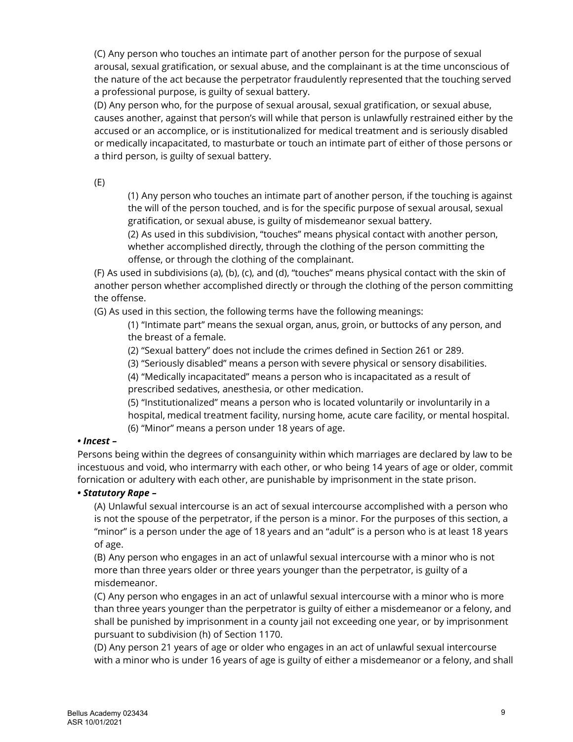(C) Any person who touches an intimate part of another person for the purpose of sexual arousal, sexual gratification, or sexual abuse, and the complainant is at the time unconscious of the nature of the act because the perpetrator fraudulently represented that the touching served a professional purpose, is guilty of sexual battery.

(D) Any person who, for the purpose of sexual arousal, sexual gratification, or sexual abuse, causes another, against that person's will while that person is unlawfully restrained either by the accused or an accomplice, or is institutionalized for medical treatment and is seriously disabled or medically incapacitated, to masturbate or touch an intimate part of either of those persons or a third person, is guilty of sexual battery.

(E)

(1) Any person who touches an intimate part of another person, if the touching is against the will of the person touched, and is for the specific purpose of sexual arousal, sexual gratification, or sexual abuse, is guilty of misdemeanor sexual battery.

(2) As used in this subdivision, "touches" means physical contact with another person, whether accomplished directly, through the clothing of the person committing the offense, or through the clothing of the complainant.

(F) As used in subdivisions (a), (b), (c), and (d), "touches" means physical contact with the skin of another person whether accomplished directly or through the clothing of the person committing the offense.

(G) As used in this section, the following terms have the following meanings:

(1) "Intimate part" means the sexual organ, anus, groin, or buttocks of any person, and the breast of a female.

(2) "Sexual battery" does not include the crimes defined in Section 261 or 289.

(3) "Seriously disabled" means a person with severe physical or sensory disabilities.

(4) "Medically incapacitated" means a person who is incapacitated as a result of prescribed sedatives, anesthesia, or other medication.

(5) "Institutionalized" means a person who is located voluntarily or involuntarily in a hospital, medical treatment facility, nursing home, acute care facility, or mental hospital.

(6) "Minor" means a person under 18 years of age.

***• Incest –***

Persons being within the degrees of consanguinity within which marriages are declared by law to be incestuous and void, who intermarry with each other, or who being 14 years of age or older, commit fornication or adultery with each other, are punishable by imprisonment in the state prison.

***• Statutory Rape –***

(A) Unlawful sexual intercourse is an act of sexual intercourse accomplished with a person who is not the spouse of the perpetrator, if the person is a minor. For the purposes of this section, a "minor" is a person under the age of 18 years and an "adult" is a person who is at least 18 years of age.

(B) Any person who engages in an act of unlawful sexual intercourse with a minor who is not more than three years older or three years younger than the perpetrator, is guilty of a misdemeanor.

(C) Any person who engages in an act of unlawful sexual intercourse with a minor who is more than three years younger than the perpetrator is guilty of either a misdemeanor or a felony, and shall be punished by imprisonment in a county jail not exceeding one year, or by imprisonment pursuant to subdivision (h) of Section 1170.

(D) Any person 21 years of age or older who engages in an act of unlawful sexual intercourse with a minor who is under 16 years of age is guilty of either a misdemeanor or a felony, and shall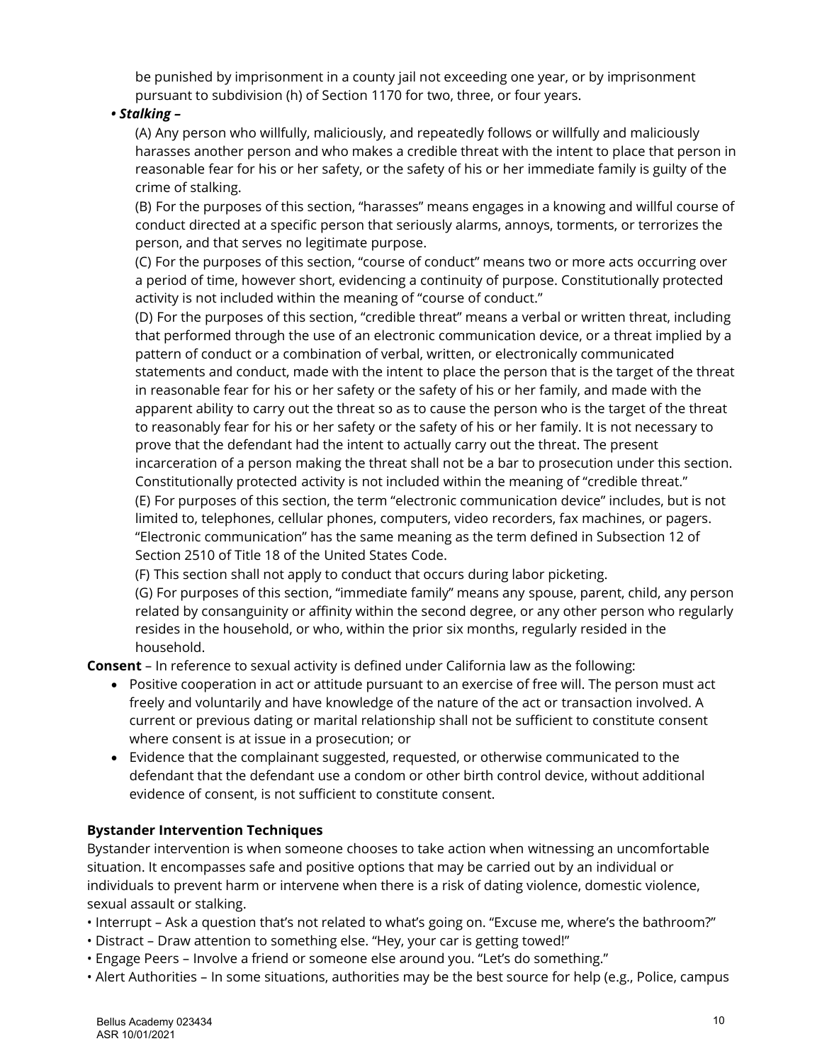be punished by imprisonment in a county jail not exceeding one year, or by imprisonment pursuant to subdivision (h) of Section 1170 for two, three, or four years.

- ***Stalking –***

  (A) Any person who willfully, maliciously, and repeatedly follows or willfully and maliciously harasses another person and who makes a credible threat with the intent to place that person in reasonable fear for his or her safety, or the safety of his or her immediate family is guilty of the crime of stalking.

  (B) For the purposes of this section, "harasses" means engages in a knowing and willful course of conduct directed at a specific person that seriously alarms, annoys, torments, or terrorizes the person, and that serves no legitimate purpose.

  (C) For the purposes of this section, "course of conduct" means two or more acts occurring over a period of time, however short, evidencing a continuity of purpose. Constitutionally protected activity is not included within the meaning of "course of conduct."

  (D) For the purposes of this section, "credible threat" means a verbal or written threat, including that performed through the use of an electronic communication device, or a threat implied by a pattern of conduct or a combination of verbal, written, or electronically communicated statements and conduct, made with the intent to place the person that is the target of the threat in reasonable fear for his or her safety or the safety of his or her family, and made with the apparent ability to carry out the threat so as to cause the person who is the target of the threat to reasonably fear for his or her safety or the safety of his or her family. It is not necessary to prove that the defendant had the intent to actually carry out the threat. The present incarceration of a person making the threat shall not be a bar to prosecution under this section. Constitutionally protected activity is not included within the meaning of "credible threat."

  (E) For purposes of this section, the term "electronic communication device" includes, but is not limited to, telephones, cellular phones, computers, video recorders, fax machines, or pagers. "Electronic communication" has the same meaning as the term defined in Subsection 12 of Section 2510 of Title 18 of the United States Code.

  (F) This section shall not apply to conduct that occurs during labor picketing.

  (G) For purposes of this section, "immediate family" means any spouse, parent, child, any person related by consanguinity or affinity within the second degree, or any other person who regularly resides in the household, or who, within the prior six months, regularly resided in the household.

**Consent** – In reference to sexual activity is defined under California law as the following:

- Positive cooperation in act or attitude pursuant to an exercise of free will. The person must act freely and voluntarily and have knowledge of the nature of the act or transaction involved. A current or previous dating or marital relationship shall not be sufficient to constitute consent where consent is at issue in a prosecution; or
- Evidence that the complainant suggested, requested, or otherwise communicated to the defendant that the defendant use a condom or other birth control device, without additional evidence of consent, is not sufficient to constitute consent.

### Bystander Intervention Techniques

Bystander intervention is when someone chooses to take action when witnessing an uncomfortable situation. It encompasses safe and positive options that may be carried out by an individual or individuals to prevent harm or intervene when there is a risk of dating violence, domestic violence, sexual assault or stalking.

- Interrupt – Ask a question that's not related to what's going on. "Excuse me, where's the bathroom?"
- Distract – Draw attention to something else. "Hey, your car is getting towed!"
- Engage Peers – Involve a friend or someone else around you. "Let's do something."
- Alert Authorities – In some situations, authorities may be the best source for help (e.g., Police, campus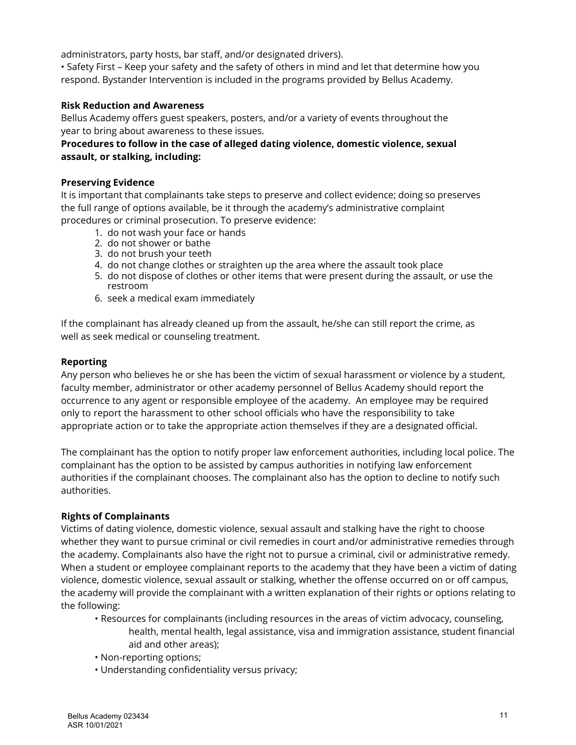administrators, party hosts, bar staff, and/or designated drivers).
• Safety First – Keep your safety and the safety of others in mind and let that determine how you respond. Bystander Intervention is included in the programs provided by Bellus Academy.

**Risk Reduction and Awareness**
Bellus Academy offers guest speakers, posters, and/or a variety of events throughout the year to bring about awareness to these issues.

**Procedures to follow in the case of alleged dating violence, domestic violence, sexual assault, or stalking, including:**

**Preserving Evidence**
It is important that complainants take steps to preserve and collect evidence; doing so preserves the full range of options available, be it through the academy's administrative complaint procedures or criminal prosecution. To preserve evidence:

1. do not wash your face or hands
2. do not shower or bathe
3. do not brush your teeth
4. do not change clothes or straighten up the area where the assault took place
5. do not dispose of clothes or other items that were present during the assault, or use the restroom
6. seek a medical exam immediately

If the complainant has already cleaned up from the assault, he/she can still report the crime, as well as seek medical or counseling treatment.

**Reporting**
Any person who believes he or she has been the victim of sexual harassment or violence by a student, faculty member, administrator or other academy personnel of Bellus Academy should report the occurrence to any agent or responsible employee of the academy. An employee may be required only to report the harassment to other school officials who have the responsibility to take appropriate action or to take the appropriate action themselves if they are a designated official.

The complainant has the option to notify proper law enforcement authorities, including local police. The complainant has the option to be assisted by campus authorities in notifying law enforcement authorities if the complainant chooses. The complainant also has the option to decline to notify such authorities.

**Rights of Complainants**
Victims of dating violence, domestic violence, sexual assault and stalking have the right to choose whether they want to pursue criminal or civil remedies in court and/or administrative remedies through the academy. Complainants also have the right not to pursue a criminal, civil or administrative remedy. When a student or employee complainant reports to the academy that they have been a victim of dating violence, domestic violence, sexual assault or stalking, whether the offense occurred on or off campus, the academy will provide the complainant with a written explanation of their rights or options relating to the following:

- Resources for complainants (including resources in the areas of victim advocacy, counseling, health, mental health, legal assistance, visa and immigration assistance, student financial aid and other areas);
- Non-reporting options;
- Understanding confidentiality versus privacy;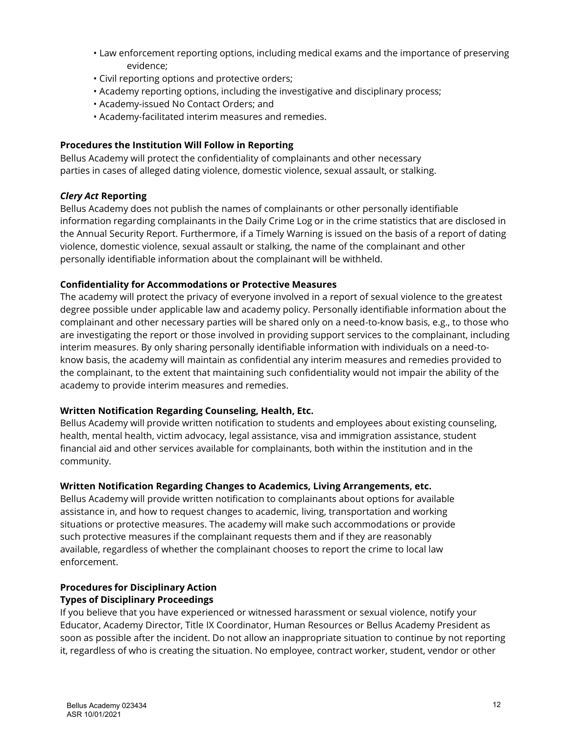- Law enforcement reporting options, including medical exams and the importance of preserving evidence;
- Civil reporting options and protective orders;
- Academy reporting options, including the investigative and disciplinary process;
- Academy-issued No Contact Orders; and
- Academy-facilitated interim measures and remedies.

**Procedures the Institution Will Follow in Reporting**

Bellus Academy will protect the confidentiality of complainants and other necessary parties in cases of alleged dating violence, domestic violence, sexual assault, or stalking.

***Clery Act* Reporting**

Bellus Academy does not publish the names of complainants or other personally identifiable information regarding complainants in the Daily Crime Log or in the crime statistics that are disclosed in the Annual Security Report. Furthermore, if a Timely Warning is issued on the basis of a report of dating violence, domestic violence, sexual assault or stalking, the name of the complainant and other personally identifiable information about the complainant will be withheld.

**Confidentiality for Accommodations or Protective Measures**

The academy will protect the privacy of everyone involved in a report of sexual violence to the greatest degree possible under applicable law and academy policy. Personally identifiable information about the complainant and other necessary parties will be shared only on a need-to-know basis, e.g., to those who are investigating the report or those involved in providing support services to the complainant, including interim measures. By only sharing personally identifiable information with individuals on a need-to-know basis, the academy will maintain as confidential any interim measures and remedies provided to the complainant, to the extent that maintaining such confidentiality would not impair the ability of the academy to provide interim measures and remedies.

**Written Notification Regarding Counseling, Health, Etc.**

Bellus Academy will provide written notification to students and employees about existing counseling, health, mental health, victim advocacy, legal assistance, visa and immigration assistance, student financial aid and other services available for complainants, both within the institution and in the community.

**Written Notification Regarding Changes to Academics, Living Arrangements, etc.**

Bellus Academy will provide written notification to complainants about options for available assistance in, and how to request changes to academic, living, transportation and working situations or protective measures. The academy will make such accommodations or provide such protective measures if the complainant requests them and if they are reasonably available, regardless of whether the complainant chooses to report the crime to local law enforcement.

**Procedures for Disciplinary Action**

**Types of Disciplinary Proceedings**

If you believe that you have experienced or witnessed harassment or sexual violence, notify your Educator, Academy Director, Title IX Coordinator, Human Resources or Bellus Academy President as soon as possible after the incident. Do not allow an inappropriate situation to continue by not reporting it, regardless of who is creating the situation. No employee, contract worker, student, vendor or other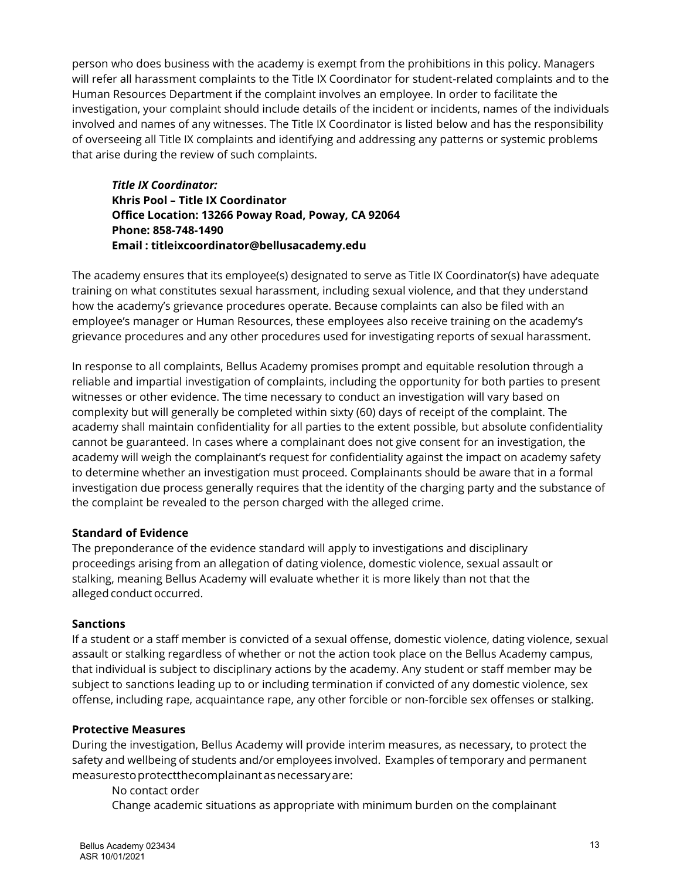person who does business with the academy is exempt from the prohibitions in this policy. Managers will refer all harassment complaints to the Title IX Coordinator for student-related complaints and to the Human Resources Department if the complaint involves an employee. In order to facilitate the investigation, your complaint should include details of the incident or incidents, names of the individuals involved and names of any witnesses. The Title IX Coordinator is listed below and has the responsibility of overseeing all Title IX complaints and identifying and addressing any patterns or systemic problems that arise during the review of such complaints.

> ***Title IX Coordinator:***
> **Khris Pool – Title IX Coordinator**
> **Office Location: 13266 Poway Road, Poway, CA 92064**
> **Phone: 858-748-1490**
> **Email : titleixcoordinator@bellusacademy.edu**

The academy ensures that its employee(s) designated to serve as Title IX Coordinator(s) have adequate training on what constitutes sexual harassment, including sexual violence, and that they understand how the academy's grievance procedures operate. Because complaints can also be filed with an employee's manager or Human Resources, these employees also receive training on the academy's grievance procedures and any other procedures used for investigating reports of sexual harassment.

In response to all complaints, Bellus Academy promises prompt and equitable resolution through a reliable and impartial investigation of complaints, including the opportunity for both parties to present witnesses or other evidence. The time necessary to conduct an investigation will vary based on complexity but will generally be completed within sixty (60) days of receipt of the complaint. The academy shall maintain confidentiality for all parties to the extent possible, but absolute confidentiality cannot be guaranteed. In cases where a complainant does not give consent for an investigation, the academy will weigh the complainant's request for confidentiality against the impact on academy safety to determine whether an investigation must proceed. Complainants should be aware that in a formal investigation due process generally requires that the identity of the charging party and the substance of the complaint be revealed to the person charged with the alleged crime.

**Standard of Evidence**

The preponderance of the evidence standard will apply to investigations and disciplinary proceedings arising from an allegation of dating violence, domestic violence, sexual assault or stalking, meaning Bellus Academy will evaluate whether it is more likely than not that the alleged conduct occurred.

**Sanctions**

If a student or a staff member is convicted of a sexual offense, domestic violence, dating violence, sexual assault or stalking regardless of whether or not the action took place on the Bellus Academy campus, that individual is subject to disciplinary actions by the academy. Any student or staff member may be subject to sanctions leading up to or including termination if convicted of any domestic violence, sex offense, including rape, acquaintance rape, any other forcible or non-forcible sex offenses or stalking.

**Protective Measures**

During the investigation, Bellus Academy will provide interim measures, as necessary, to protect the safety and wellbeing of students and/or employees involved. Examples of temporary and permanent measures to protect the complainant as necessary are:

- No contact order
- Change academic situations as appropriate with minimum burden on the complainant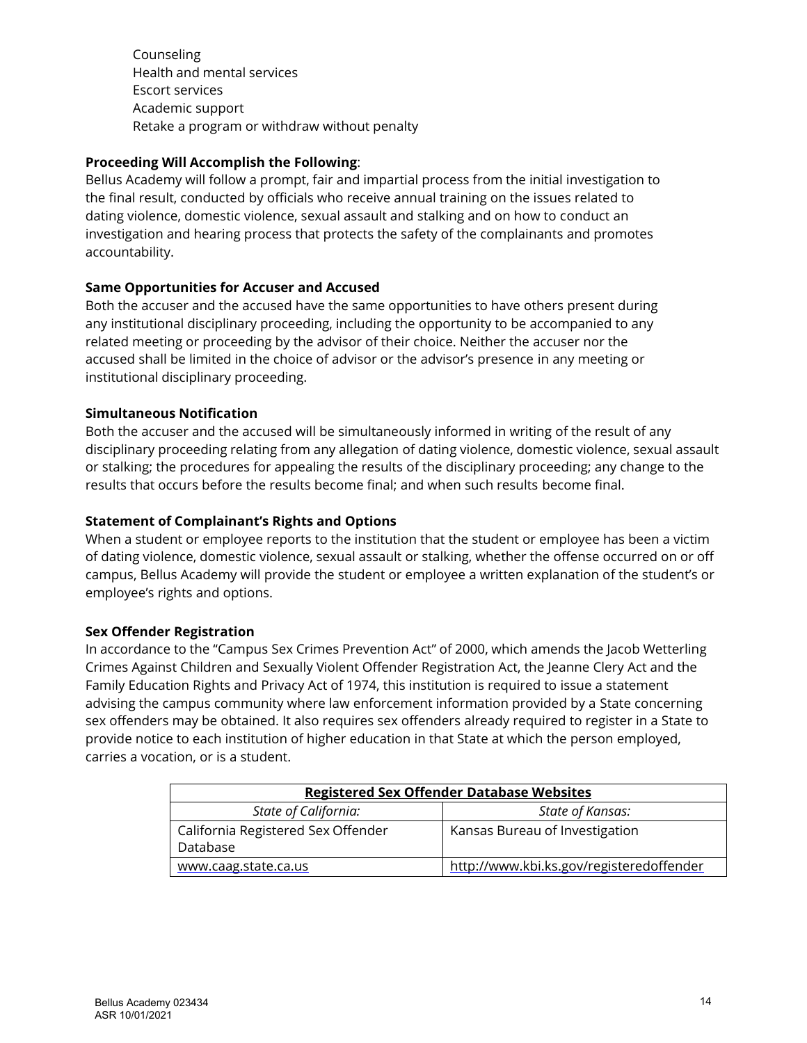Counseling
Health and mental services
Escort services
Academic support
Retake a program or withdraw without penalty

**Proceeding Will Accomplish the Following**:
Bellus Academy will follow a prompt, fair and impartial process from the initial investigation to the final result, conducted by officials who receive annual training on the issues related to dating violence, domestic violence, sexual assault and stalking and on how to conduct an investigation and hearing process that protects the safety of the complainants and promotes accountability.

**Same Opportunities for Accuser and Accused**
Both the accuser and the accused have the same opportunities to have others present during any institutional disciplinary proceeding, including the opportunity to be accompanied to any related meeting or proceeding by the advisor of their choice. Neither the accuser nor the accused shall be limited in the choice of advisor or the advisor's presence in any meeting or institutional disciplinary proceeding.

**Simultaneous Notification**
Both the accuser and the accused will be simultaneously informed in writing of the result of any disciplinary proceeding relating from any allegation of dating violence, domestic violence, sexual assault or stalking; the procedures for appealing the results of the disciplinary proceeding; any change to the results that occurs before the results become final; and when such results become final.

**Statement of Complainant's Rights and Options**
When a student or employee reports to the institution that the student or employee has been a victim of dating violence, domestic violence, sexual assault or stalking, whether the offense occurred on or off campus, Bellus Academy will provide the student or employee a written explanation of the student's or employee's rights and options.

**Sex Offender Registration**
In accordance to the "Campus Sex Crimes Prevention Act" of 2000, which amends the Jacob Wetterling Crimes Against Children and Sexually Violent Offender Registration Act, the Jeanne Clery Act and the Family Education Rights and Privacy Act of 1974, this institution is required to issue a statement advising the campus community where law enforcement information provided by a State concerning sex offenders may be obtained. It also requires sex offenders already required to register in a State to provide notice to each institution of higher education in that State at which the person employed, carries a vocation, or is a student.

| **Registered Sex Offender Database Websites** | |
|---|---|
| *State of California:* | *State of Kansas:* |
| California Registered Sex Offender Database | Kansas Bureau of Investigation |
| www.caag.state.ca.us | http://www.kbi.ks.gov/registeredoffender |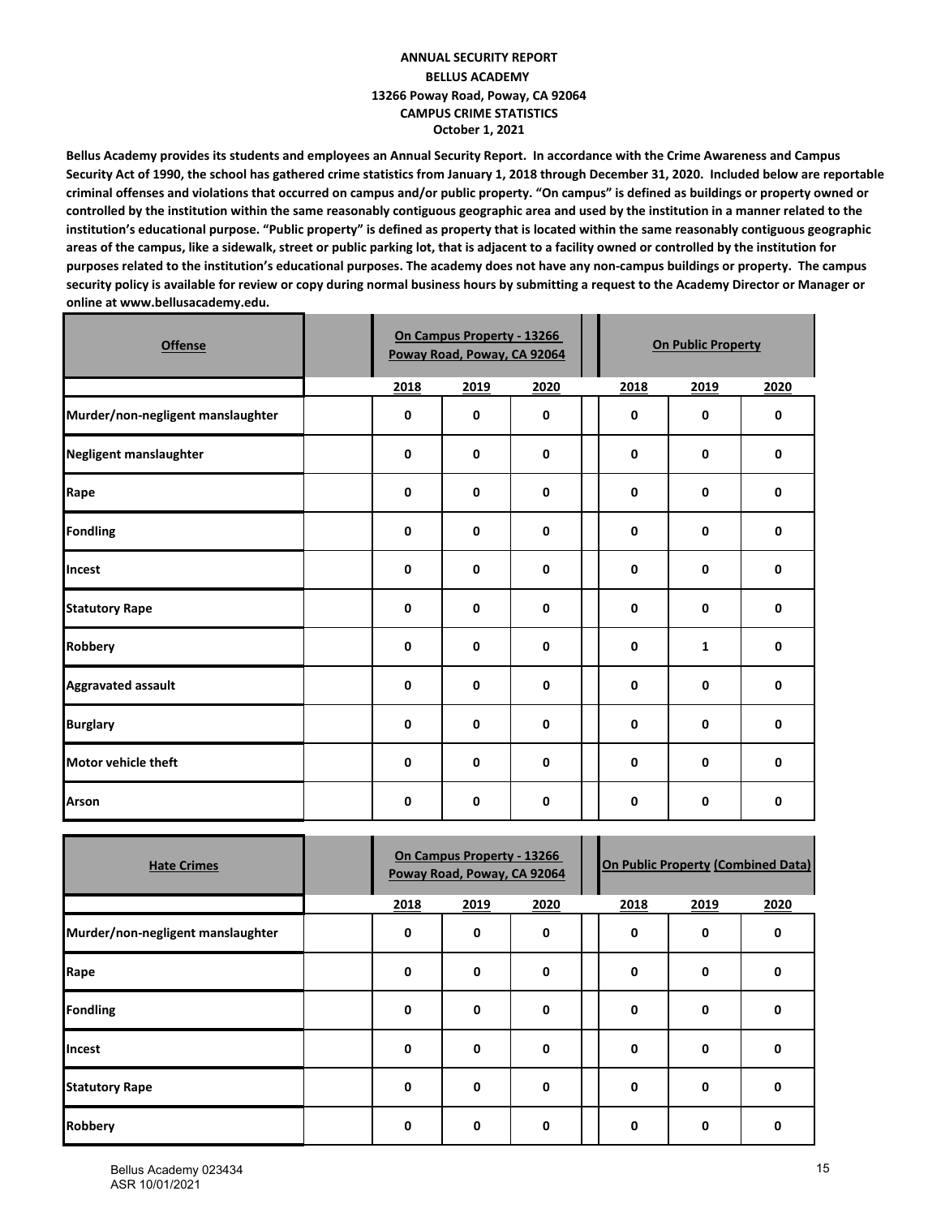**ANNUAL SECURITY REPORT**
**BELLUS ACADEMY**
**13266 Poway Road, Poway, CA 92064**
**CAMPUS CRIME STATISTICS**
**October 1, 2021**

**Bellus Academy provides its students and employees an Annual Security Report. In accordance with the Crime Awareness and Campus Security Act of 1990, the school has gathered crime statistics from January 1, 2018 through December 31, 2020. Included below are reportable criminal offenses and violations that occurred on campus and/or public property. "On campus" is defined as buildings or property owned or controlled by the institution within the same reasonably contiguous geographic area and used by the institution in a manner related to the institution's educational purpose. "Public property" is defined as property that is located within the same reasonably contiguous geographic areas of the campus, like a sidewalk, street or public parking lot, that is adjacent to a facility owned or controlled by the institution for purposes related to the institution's educational purposes. The academy does not have any non-campus buildings or property. The campus security policy is available for review or copy during normal business hours by submitting a request to the Academy Director or Manager or online at www.bellusacademy.edu.**

| Offense | On Campus Property - 13266 Poway Road, Poway, CA 92064 | | | On Public Property | | |
|---|---|---|---|---|---|---|
| | 2018 | 2019 | 2020 | 2018 | 2019 | 2020 |
| Murder/non-negligent manslaughter | 0 | 0 | 0 | 0 | 0 | 0 |
| Negligent manslaughter | 0 | 0 | 0 | 0 | 0 | 0 |
| Rape | 0 | 0 | 0 | 0 | 0 | 0 |
| Fondling | 0 | 0 | 0 | 0 | 0 | 0 |
| Incest | 0 | 0 | 0 | 0 | 0 | 0 |
| Statutory Rape | 0 | 0 | 0 | 0 | 0 | 0 |
| Robbery | 0 | 0 | 0 | 0 | 1 | 0 |
| Aggravated assault | 0 | 0 | 0 | 0 | 0 | 0 |
| Burglary | 0 | 0 | 0 | 0 | 0 | 0 |
| Motor vehicle theft | 0 | 0 | 0 | 0 | 0 | 0 |
| Arson | 0 | 0 | 0 | 0 | 0 | 0 |

| Hate Crimes | On Campus Property - 13266 Poway Road, Poway, CA 92064 | | | On Public Property (Combined Data) | | |
|---|---|---|---|---|---|---|
| | 2018 | 2019 | 2020 | 2018 | 2019 | 2020 |
| Murder/non-negligent manslaughter | 0 | 0 | 0 | 0 | 0 | 0 |
| Rape | 0 | 0 | 0 | 0 | 0 | 0 |
| Fondling | 0 | 0 | 0 | 0 | 0 | 0 |
| Incest | 0 | 0 | 0 | 0 | 0 | 0 |
| Statutory Rape | 0 | 0 | 0 | 0 | 0 | 0 |
| Robbery | 0 | 0 | 0 | 0 | 0 | 0 |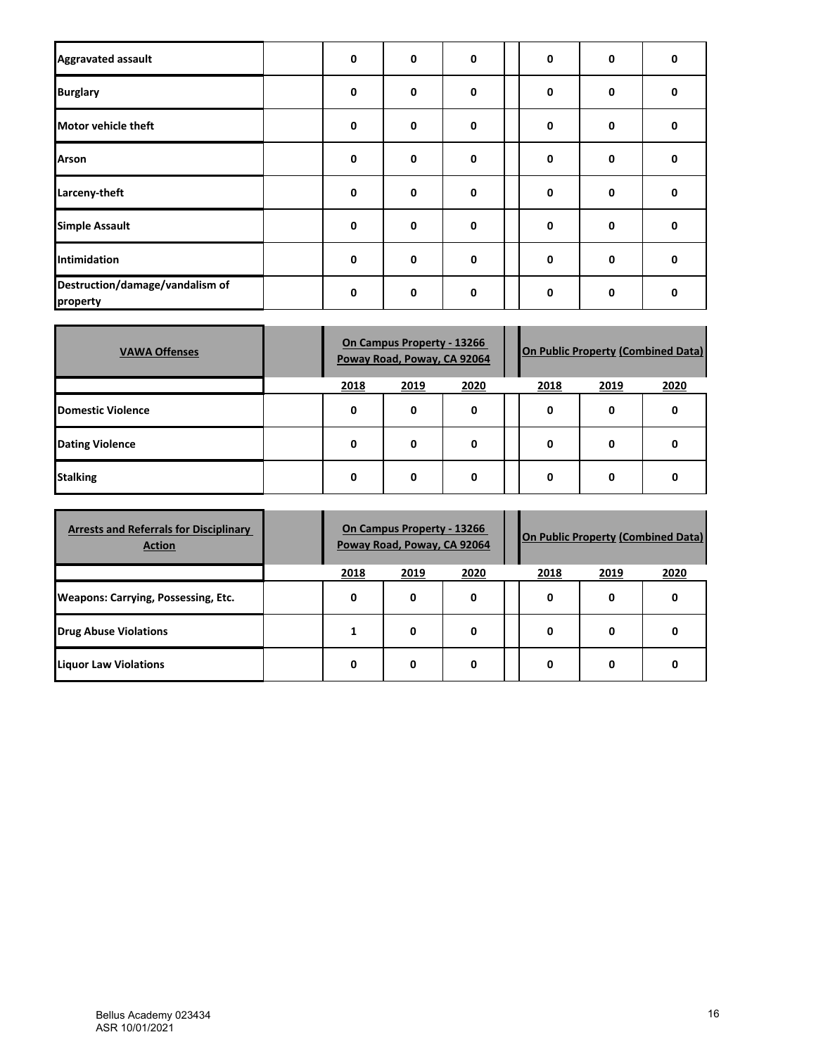| | | | | | | | | |
|---|---|---|---|---|---|---|---|---|
| **Aggravated assault** | | 0 | 0 | 0 | | 0 | 0 | 0 |
| **Burglary** | | 0 | 0 | 0 | | 0 | 0 | 0 |
| **Motor vehicle theft** | | 0 | 0 | 0 | | 0 | 0 | 0 |
| **Arson** | | 0 | 0 | 0 | | 0 | 0 | 0 |
| **Larceny-theft** | | 0 | 0 | 0 | | 0 | 0 | 0 |
| **Simple Assault** | | 0 | 0 | 0 | | 0 | 0 | 0 |
| **Intimidation** | | 0 | 0 | 0 | | 0 | 0 | 0 |
| **Destruction/damage/vandalism of property** | | 0 | 0 | 0 | | 0 | 0 | 0 |

| **VAWA Offenses** | | **On Campus Property - 13266 Poway Road, Poway, CA 92064** | | | | **On Public Property (Combined Data)** | | |
|---|---|---|---|---|---|---|---|---|
| | | **2018** | **2019** | **2020** | | **2018** | **2019** | **2020** |
| **Domestic Violence** | | 0 | 0 | 0 | | 0 | 0 | 0 |
| **Dating Violence** | | 0 | 0 | 0 | | 0 | 0 | 0 |
| **Stalking** | | 0 | 0 | 0 | | 0 | 0 | 0 |

| **Arrests and Referrals for Disciplinary Action** | | **On Campus Property - 13266 Poway Road, Poway, CA 92064** | | | | **On Public Property (Combined Data)** | | |
|---|---|---|---|---|---|---|---|---|
| | | **2018** | **2019** | **2020** | | **2018** | **2019** | **2020** |
| **Weapons: Carrying, Possessing, Etc.** | | 0 | 0 | 0 | | 0 | 0 | 0 |
| **Drug Abuse Violations** | | 1 | 0 | 0 | | 0 | 0 | 0 |
| **Liquor Law Violations** | | 0 | 0 | 0 | | 0 | 0 | 0 |

Bellus Academy 023434
ASR 10/01/2021